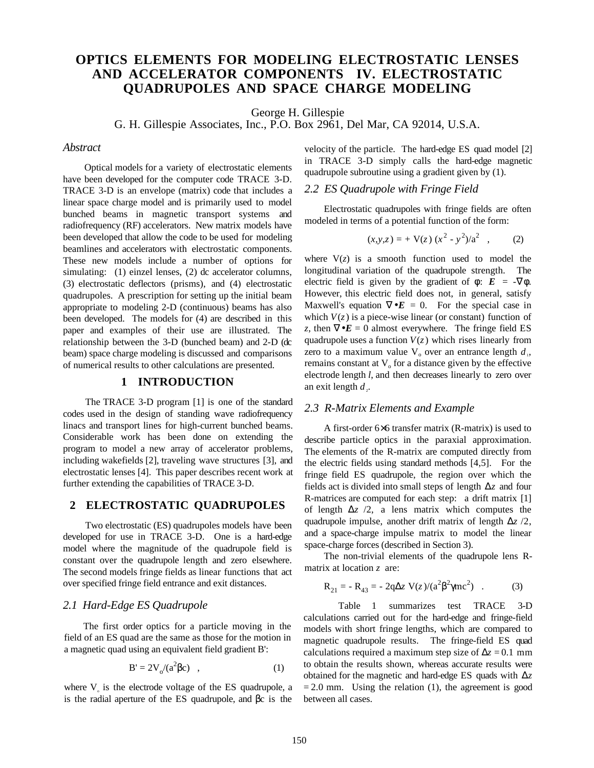# OPTICS ELEMENTS FOR MODELING ELECTROSTATIC LENSES AND ACCELERATOR COMPONENTS IV. ELECTROSTATIC QUADRUPOLES AND SPACE CHARGE MODELING

George H. Gillespie
G. H. Gillespie Associates, Inc., P.O. Box 2961, Del Mar, CA 92014, U.S.A.

### *Abstract*

Optical models for a variety of electrostatic elements have been developed for the computer code TRACE 3-D. TRACE 3-D is an envelope (matrix) code that includes a linear space charge model and is primarily used to model bunched beams in magnetic transport systems and radiofrequency (RF) accelerators. New matrix models have been developed that allow the code to be used for modeling beamlines and accelerators with electrostatic components. These new models include a number of options for simulating: (1) einzel lenses, (2) dc accelerator columns, (3) electrostatic deflectors (prisms), and (4) electrostatic quadrupoles. A prescription for setting up the initial beam appropriate to modeling 2-D (continuous) beams has also been developed. The models for (4) are described in this paper and examples of their use are illustrated. The relationship between the 3-D (bunched beam) and 2-D (dc beam) space charge modeling is discussed and comparisons of numerical results to other calculations are presented.

## 1 INTRODUCTION

The TRACE 3-D program [1] is one of the standard codes used in the design of standing wave radiofrequency linacs and transport lines for high-current bunched beams. Considerable work has been done on extending the program to model a new array of accelerator problems, including wakefields [2], traveling wave structures [3], and electrostatic lenses [4]. This paper describes recent work at further extending the capabilities of TRACE 3-D.

## 2 ELECTROSTATIC QUADRUPOLES

Two electrostatic (ES) quadrupoles models have been developed for use in TRACE 3-D. One is a hard-edge model where the magnitude of the quadrupole field is constant over the quadrupole length and zero elsewhere. The second models fringe fields as linear functions that act over specified fringe field entrance and exit distances.

### *2.1 Hard-Edge ES Quadrupole*

The first order optics for a particle moving in the field of an ES quad are the same as those for the motion in a magnetic quad using an equivalent field gradient B':

$$B' = 2V_o/(a^2\beta c) \quad , \qquad (1)$$

where $V_o$ is the electrode voltage of the ES quadrupole, a is the radial aperture of the ES quadrupole, and $\beta c$ is the velocity of the particle. The hard-edge ES quad model [2] in TRACE 3-D simply calls the hard-edge magnetic quadrupole subroutine using a gradient given by (1).

### *2.2 ES Quadrupole with Fringe Field*

Electrostatic quadrupoles with fringe fields are often modeled in terms of a potential function of the form:

$$(x,y,z) = + V(z)\,(x^2 - y^2)/a^2 \quad , \qquad (2)$$

where $V(z)$ is a smooth function used to model the longitudinal variation of the quadrupole strength. The electric field is given by the gradient of $\phi$: $\boldsymbol{E} = -\nabla\phi$. However, this electric field does not, in general, satisfy Maxwell's equation $\nabla \bullet \boldsymbol{E} = 0$. For the special case in which $V(z)$ is a piece-wise linear (or constant) function of $z$, then $\nabla \bullet \boldsymbol{E} = 0$ almost everywhere. The fringe field ES quadrupole uses a function $V(z)$ which rises linearly from zero to a maximum value $V_o$ over an entrance length $d_1$, remains constant at $V_o$ for a distance given by the effective electrode length $l$, and then decreases linearly to zero over an exit length $d_2$.

### *2.3 R-Matrix Elements and Example*

A first-order 6×6 transfer matrix (R-matrix) is used to describe particle optics in the paraxial approximation. The elements of the R-matrix are computed directly from the electric fields using standard methods [4,5]. For the fringe field ES quadrupole, the region over which the fields act is divided into small steps of length $\Delta z$ and four R-matrices are computed for each step: a drift matrix [1] of length $\Delta z/2$, a lens matrix which computes the quadrupole impulse, another drift matrix of length $\Delta z/2$, and a space-charge impulse matrix to model the linear space-charge forces (described in Section 3).

The non-trivial elements of the quadrupole lens R-matrix at location $z$ are:

$$R_{21} = -R_{43} = -2q\Delta z\,V(z)/(a^2\beta^2\gamma mc^2) \quad . \qquad (3)$$

Table 1 summarizes test TRACE 3-D calculations carried out for the hard-edge and fringe-field models with short fringe lengths, which are compared to magnetic quadrupole results. The fringe-field ES quad calculations required a maximum step size of $\Delta z = 0.1$ mm to obtain the results shown, whereas accurate results were obtained for the magnetic and hard-edge ES quads with $\Delta z = 2.0$ mm. Using the relation (1), the agreement is good between all cases.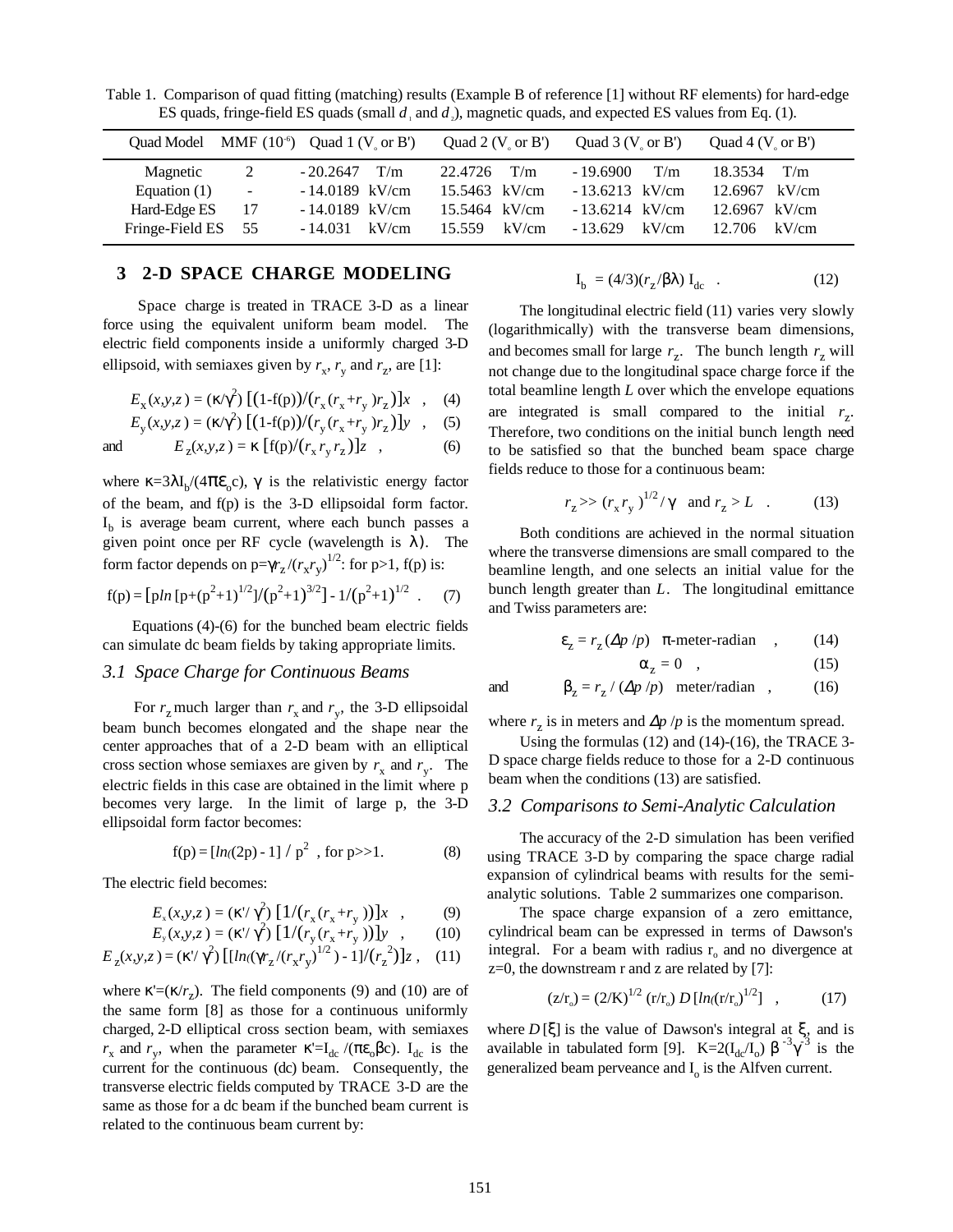Table 1. Comparison of quad fitting (matching) results (Example B of reference [1] without RF elements) for hard-edge ES quads, fringe-field ES quads (small $d_1$ and $d_2$), magnetic quads, and expected ES values from Eq. (1).

| Quad Model | MMF ($10^{-6}$) | Quad 1 ($V_o$ or B') | Quad 2 ($V_o$ or B') | Quad 3 ($V_o$ or B') | Quad 4 ($V_o$ or B') |
|---|---|---|---|---|---|
| Magnetic | 2 | - 20.2647 T/m | 22.4726 T/m | - 19.6900 T/m | 18.3534 T/m |
| Equation (1) | - | - 14.0189 kV/cm | 15.5463 kV/cm | - 13.6213 kV/cm | 12.6967 kV/cm |
| Hard-Edge ES | 17 | - 14.0189 kV/cm | 15.5464 kV/cm | - 13.6214 kV/cm | 12.6967 kV/cm |
| Fringe-Field ES | 55 | - 14.031 kV/cm | 15.559 kV/cm | - 13.629 kV/cm | 12.706 kV/cm |

## 3 2-D SPACE CHARGE MODELING

Space charge is treated in TRACE 3-D as a linear force using the equivalent uniform beam model. The electric field components inside a uniformly charged 3-D ellipsoid, with semiaxes given by $r_x$, $r_y$ and $r_z$, are [1]:

$$E_x(x,y,z) = (\kappa/\gamma^2)\left[(1-f(p))/(r_x(r_x+r_y)r_z)\right]x \quad , \qquad (4)$$

$$E_y(x,y,z) = (\kappa/\gamma^2)\left[(1-f(p))/(r_y(r_x+r_y)r_z)\right]y \quad , \qquad (5)$$

and

$$E_z(x,y,z) = \kappa\left[f(p)/(r_x r_y r_z)\right]z \quad , \qquad (6)$$

where $\kappa=3\lambda I_b/(4\pi\varepsilon_o c)$, $\gamma$ is the relativistic energy factor of the beam, and f(p) is the 3-D ellipsoidal form factor. $I_b$ is average beam current, where each bunch passes a given point once per RF cycle (wavelength is $\lambda$). The form factor depends on $p=\gamma r_z/(r_x r_y)^{1/2}$: for p>1, f(p) is:

$$f(p) = \left[p\,ln\left[p+(p^2+1)^{1/2}\right]/(p^2+1)^{3/2}\right] - 1/(p^2+1)^{1/2} \quad . \qquad (7)$$

Equations (4)-(6) for the bunched beam electric fields can simulate dc beam fields by taking appropriate limits.

### 3.1 Space Charge for Continuous Beams

For $r_z$ much larger than $r_x$ and $r_y$, the 3-D ellipsoidal beam bunch becomes elongated and the shape near the center approaches that of a 2-D beam with an elliptical cross section whose semiaxes are given by $r_x$ and $r_y$. The electric fields in this case are obtained in the limit where p becomes very large. In the limit of large p, the 3-D ellipsoidal form factor becomes:

$$f(p) = [ln(2p) - 1] \;/\; p^2 \quad , \text{ for } p\gg 1. \qquad (8)$$

The electric field becomes:

$$E_x(x,y,z) = (\kappa'/\gamma^2)\left[1/(r_x(r_x+r_y))\right]x \quad , \qquad (9)$$

$$E_y(x,y,z) = (\kappa'/\gamma^2)\left[1/(r_y(r_x+r_y))\right]y \quad , \qquad (10)$$

$$E_z(x,y,z) = (\kappa'/\gamma^2)\left[\left[ln(\gamma r_z/(r_x r_y)^{1/2}) - 1\right]/(r_z^2)\right]z \quad , \qquad (11)$$

where $\kappa'=(\kappa/r_z)$. The field components (9) and (10) are of the same form [8] as those for a continuous uniformly charged, 2-D elliptical cross section beam, with semiaxes $r_x$ and $r_y$, when the parameter $\kappa'=I_{dc}/(\pi\varepsilon_o\beta c)$. $I_{dc}$ is the current for the continuous (dc) beam. Consequently, the transverse electric fields computed by TRACE 3-D are the same as those for a dc beam if the bunched beam current is related to the continuous beam current by:

$$I_b = (4/3)(r_z/\beta\lambda)\, I_{dc} \quad . \qquad (12)$$

The longitudinal electric field (11) varies very slowly (logarithmically) with the transverse beam dimensions, and becomes small for large $r_z$. The bunch length $r_z$ will not change due to the longitudinal space charge force if the total beamline length $L$ over which the envelope equations are integrated is small compared to the initial $r_z$. Therefore, two conditions on the initial bunch length need to be satisfied so that the bunched beam space charge fields reduce to those for a continuous beam:

$$r_z \gg (r_x r_y)^{1/2}/\gamma \quad \text{and } r_z > L \quad . \qquad (13)$$

Both conditions are achieved in the normal situation where the transverse dimensions are small compared to the beamline length, and one selects an initial value for the bunch length greater than $L$. The longitudinal emittance and Twiss parameters are:

$$\varepsilon_z = r_z(\Delta p/p) \quad \pi\text{-meter-radian} \quad , \qquad (14)$$

$$\alpha_z = 0 \quad , \qquad (15)$$

and

$$\beta_z = r_z/(\Delta p/p) \quad \text{meter/radian} \quad , \qquad (16)$$

where $r_z$ is in meters and $\Delta p/p$ is the momentum spread.

Using the formulas (12) and (14)-(16), the TRACE 3-D space charge fields reduce to those for a 2-D continuous beam when the conditions (13) are satisfied.

### 3.2 Comparisons to Semi-Analytic Calculation

The accuracy of the 2-D simulation has been verified using TRACE 3-D by comparing the space charge radial expansion of cylindrical beams with results for the semi-analytic solutions. Table 2 summarizes one comparison.

The space charge expansion of a zero emittance, cylindrical beam can be expressed in terms of Dawson's integral. For a beam with radius $r_o$ and no divergence at z=0, the downstream r and z are related by [7]:

$$(z/r_o) = (2/K)^{1/2}\,(r/r_o)\,D\left[ln((r/r_o)^{1/2}\right] \quad , \qquad (17)$$

where $D[\xi]$ is the value of Dawson's integral at $\xi$, and is available in tabulated form [9]. $K=2(I_{dc}/I_o)\,\beta^{-3}\gamma^{-3}$ is the generalized beam perveance and $I_o$ is the Alfven current.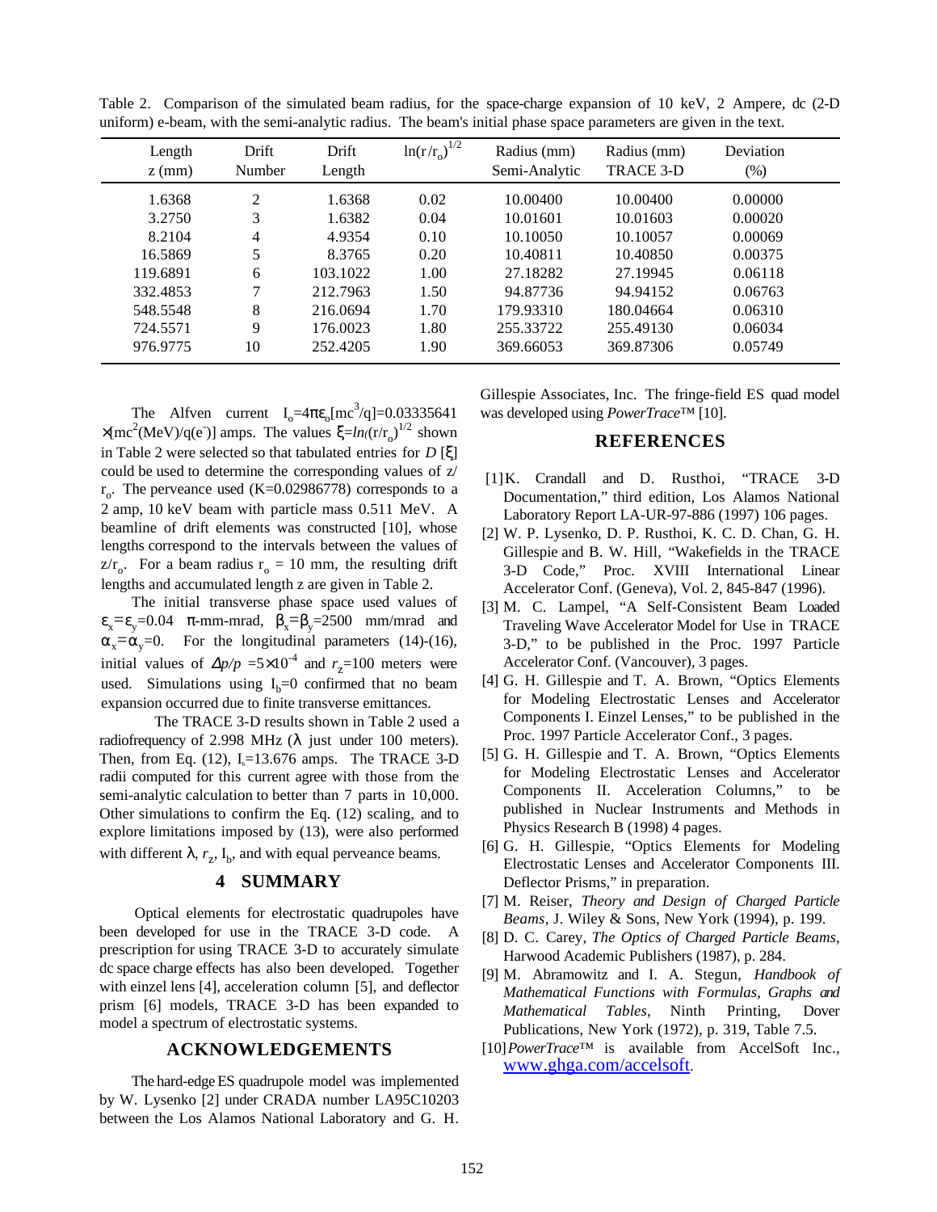Table 2. Comparison of the simulated beam radius, for the space-charge expansion of 10 keV, 2 Ampere, dc (2-D uniform) e-beam, with the semi-analytic radius. The beam's initial phase space parameters are given in the text.

| Length z (mm) | Drift Number | Drift Length | $\ln(r/r_o)^{1/2}$ | Radius (mm) Semi-Analytic | Radius (mm) TRACE 3-D | Deviation (%) |
|---|---|---|---|---|---|---|
| 1.6368 | 2 | 1.6368 | 0.02 | 10.00400 | 10.00400 | 0.00000 |
| 3.2750 | 3 | 1.6382 | 0.04 | 10.01601 | 10.01603 | 0.00020 |
| 8.2104 | 4 | 4.9354 | 0.10 | 10.10050 | 10.10057 | 0.00069 |
| 16.5869 | 5 | 8.3765 | 0.20 | 10.40811 | 10.40850 | 0.00375 |
| 119.6891 | 6 | 103.1022 | 1.00 | 27.18282 | 27.19945 | 0.06118 |
| 332.4853 | 7 | 212.7963 | 1.50 | 94.87736 | 94.94152 | 0.06763 |
| 548.5548 | 8 | 216.0694 | 1.70 | 179.93310 | 180.04664 | 0.06310 |
| 724.5571 | 9 | 176.0023 | 1.80 | 255.33722 | 255.49130 | 0.06034 |
| 976.9775 | 10 | 252.4205 | 1.90 | 369.66053 | 369.87306 | 0.05749 |

The Alfven current $I_o=4\pi\varepsilon_0[mc^3/q]=0.03335641 \times[mc^2(MeV)/q(e^-)]$ amps. The values $\xi=ln((r/r_o)^{1/2}$ shown in Table 2 were selected so that tabulated entries for $D[\xi]$ could be used to determine the corresponding values of $z/r_o$. The perveance used (K=0.02986778) corresponds to a 2 amp, 10 keV beam with particle mass 0.511 MeV. A beamline of drift elements was constructed [10], whose lengths correspond to the intervals between the values of $z/r_o$. For a beam radius $r_o$ = 10 mm, the resulting drift lengths and accumulated length z are given in Table 2.

The initial transverse phase space used values of $\varepsilon_x=\varepsilon_y=0.04$ $\pi$-mm-mrad, $\beta_x=\beta_y=2500$ mm/mrad and $\alpha_x=\alpha_y=0$. For the longitudinal parameters (14)-(16), initial values of $\Delta p/p=5\times10^{-4}$ and $r_z=100$ meters were used. Simulations using $I_b=0$ confirmed that no beam expansion occurred due to finite transverse emittances.

The TRACE 3-D results shown in Table 2 used a radiofrequency of 2.998 MHz ($\lambda$ just under 100 meters). Then, from Eq. (12), $I_b$=13.676 amps. The TRACE 3-D radii computed for this current agree with those from the semi-analytic calculation to better than 7 parts in 10,000. Other simulations to confirm the Eq. (12) scaling, and to explore limitations imposed by (13), were also performed with different $\lambda$, $r_z$, $I_b$, and with equal perveance beams.

## 4 SUMMARY

Optical elements for electrostatic quadrupoles have been developed for use in the TRACE 3-D code. A prescription for using TRACE 3-D to accurately simulate dc space charge effects has also been developed. Together with einzel lens [4], acceleration column [5], and deflector prism [6] models, TRACE 3-D has been expanded to model a spectrum of electrostatic systems.

## ACKNOWLEDGEMENTS

The hard-edge ES quadrupole model was implemented by W. Lysenko [2] under CRADA number LA95C10203 between the Los Alamos National Laboratory and G. H. Gillespie Associates, Inc. The fringe-field ES quad model was developed using *PowerTrace*™ [10].

## REFERENCES

[1] K. Crandall and D. Rusthoi, "TRACE 3-D Documentation," third edition, Los Alamos National Laboratory Report LA-UR-97-886 (1997) 106 pages.

[2] W. P. Lysenko, D. P. Rusthoi, K. C. D. Chan, G. H. Gillespie and B. W. Hill, "Wakefields in the TRACE 3-D Code," Proc. XVIII International Linear Accelerator Conf. (Geneva), Vol. 2, 845-847 (1996).

[3] M. C. Lampel, "A Self-Consistent Beam Loaded Traveling Wave Accelerator Model for Use in TRACE 3-D," to be published in the Proc. 1997 Particle Accelerator Conf. (Vancouver), 3 pages.

[4] G. H. Gillespie and T. A. Brown, "Optics Elements for Modeling Electrostatic Lenses and Accelerator Components I. Einzel Lenses," to be published in the Proc. 1997 Particle Accelerator Conf., 3 pages.

[5] G. H. Gillespie and T. A. Brown, "Optics Elements for Modeling Electrostatic Lenses and Accelerator Components II. Acceleration Columns," to be published in Nuclear Instruments and Methods in Physics Research B (1998) 4 pages.

[6] G. H. Gillespie, "Optics Elements for Modeling Electrostatic Lenses and Accelerator Components III. Deflector Prisms," in preparation.

[7] M. Reiser, *Theory and Design of Charged Particle Beams*, J. Wiley & Sons, New York (1994), p. 199.

[8] D. C. Carey, *The Optics of Charged Particle Beams*, Harwood Academic Publishers (1987), p. 284.

[9] M. Abramowitz and I. A. Stegun, *Handbook of Mathematical Functions with Formulas, Graphs and Mathematical Tables*, Ninth Printing, Dover Publications, New York (1972), p. 319, Table 7.5.

[10] *PowerTrace*™ is available from AccelSoft Inc., www.ghga.com/accelsoft.